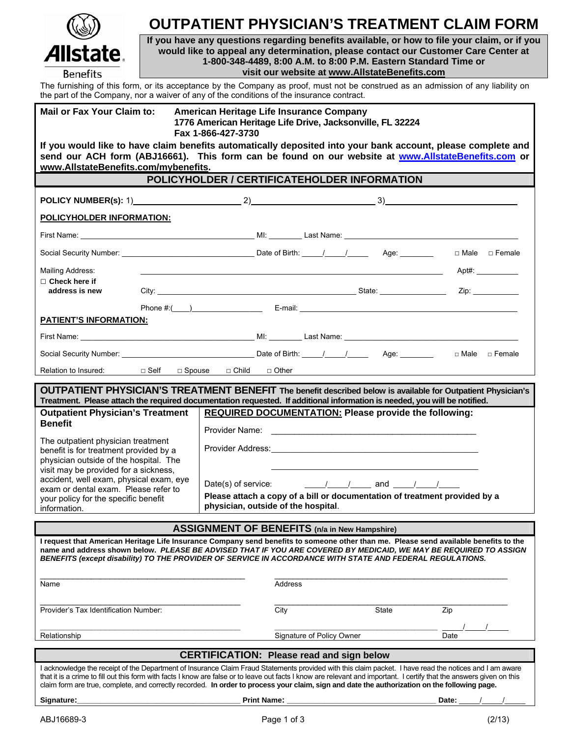Allstate Benefits

# OUTPATIENT PHYSICIAN'S TREATMENT CLAIM FORM

**If you have any questions regarding benefits available, or how to file your claim, or if you would like to appeal any determination, please contact our Customer Care Center at 1-800-348-4489, 8:00 A.M. to 8:00 P.M. Eastern Standard Time or visit our website at www.AllstateBenefits.com**

The furnishing of this form, or its acceptance by the Company as proof, must not be construed as an admission of any liability on the part of the Company, nor a waiver of any of the conditions of the insurance contract.

**Mail or Fax Your Claim to:** **American Heritage Life Insurance Company**
**1776 American Heritage Life Drive, Jacksonville, FL 32224**
**Fax 1-866-427-3730**

**If you would like to have claim benefits automatically deposited into your bank account, please complete and send our ACH form (ABJ16661). This form can be found on our website at www.AllstateBenefits.com or www.AllstateBenefits.com/mybenefits.**

## POLICYHOLDER / CERTIFICATEHOLDER INFORMATION

**POLICY NUMBER(s):** 1)\_\_\_\_\_\_\_\_\_\_ 2)\_\_\_\_\_\_\_\_\_\_ 3)\_\_\_\_\_\_\_\_\_\_

**POLICYHOLDER INFORMATION:**

First Name: \_\_\_\_\_\_\_\_\_\_ MI: \_\_\_\_ Last Name: \_\_\_\_\_\_\_\_\_\_

Social Security Number: \_\_\_\_\_\_\_\_\_\_ Date of Birth: \_\_\_/\_\_\_/\_\_\_ Age: \_\_\_\_ □ Male □ Female

Mailing Address: \_\_\_\_\_\_\_\_\_\_ Apt#: \_\_\_\_

□ **Check here if address is new**

City: \_\_\_\_\_\_\_\_\_\_ State: \_\_\_\_ Zip: \_\_\_\_

Phone #:(\_\_\_)\_\_\_\_\_\_ E-mail: \_\_\_\_\_\_\_\_\_\_

**PATIENT'S INFORMATION:**

First Name: \_\_\_\_\_\_\_\_\_\_ MI: \_\_\_\_ Last Name: \_\_\_\_\_\_\_\_\_\_

Social Security Number: \_\_\_\_\_\_\_\_\_\_ Date of Birth: \_\_\_/\_\_\_/\_\_\_ Age: \_\_\_\_ □ Male □ Female

Relation to Insured: □ Self □ Spouse □ Child □ Other

## OUTPATIENT PHYSICIAN'S TREATMENT BENEFIT

**The benefit described below is available for Outpatient Physician's Treatment. Please attach the required documentation requested. If additional information is needed, you will be notified.**

| **Outpatient Physician's Treatment Benefit** | **REQUIRED DOCUMENTATION: Please provide the following:** |
|---|---|
| The outpatient physician treatment benefit is for treatment provided by a physician outside of the hospital. The visit may be provided for a sickness, accident, well exam, physical exam, eye exam or dental exam. Please refer to your policy for the specific benefit information. | Provider Name: \_\_\_\_\_\_\_\_\_\_<br>Provider Address: \_\_\_\_\_\_\_\_\_\_<br>Date(s) of service: \_\_\_/\_\_\_/\_\_\_ and \_\_\_/\_\_\_/\_\_\_<br>**Please attach a copy of a bill or documentation of treatment provided by a physician, outside of the hospital.** |

## ASSIGNMENT OF BENEFITS (n/a in New Hampshire)

**I request that American Heritage Life Insurance Company send benefits to someone other than me. Please send available benefits to the name and address shown below.** ***PLEASE BE ADVISED THAT IF YOU ARE COVERED BY MEDICAID, WE MAY BE REQUIRED TO ASSIGN BENEFITS (except disability) TO THE PROVIDER OF SERVICE IN ACCORDANCE WITH STATE AND FEDERAL REGULATIONS.***

\_\_\_\_\_\_\_\_\_\_ Name \_\_\_\_\_\_\_\_\_\_ Address

\_\_\_\_\_\_\_\_\_\_ Provider's Tax Identification Number: \_\_\_\_\_\_\_\_\_\_ City \_\_\_\_ State \_\_\_\_ Zip

\_\_\_\_\_\_\_\_\_\_ Relationship \_\_\_\_\_\_\_\_\_\_ Signature of Policy Owner \_\_\_/\_\_\_/\_\_\_ Date

## CERTIFICATION: Please read and sign below

I acknowledge the receipt of the Department of Insurance Claim Fraud Statements provided with this claim packet. I have read the notices and I am aware that it is a crime to fill out this form with facts I know are false or to leave out facts I know are relevant and important. I certify that the answers given on this claim form are true, complete, and correctly recorded. **In order to process your claim, sign and date the authorization on the following page.**

**Signature:**\_\_\_\_\_\_\_\_\_\_ **Print Name:** \_\_\_\_\_\_\_\_\_\_ **Date:** \_\_\_/\_\_\_/\_\_\_

ABJ16689-3 (2/13)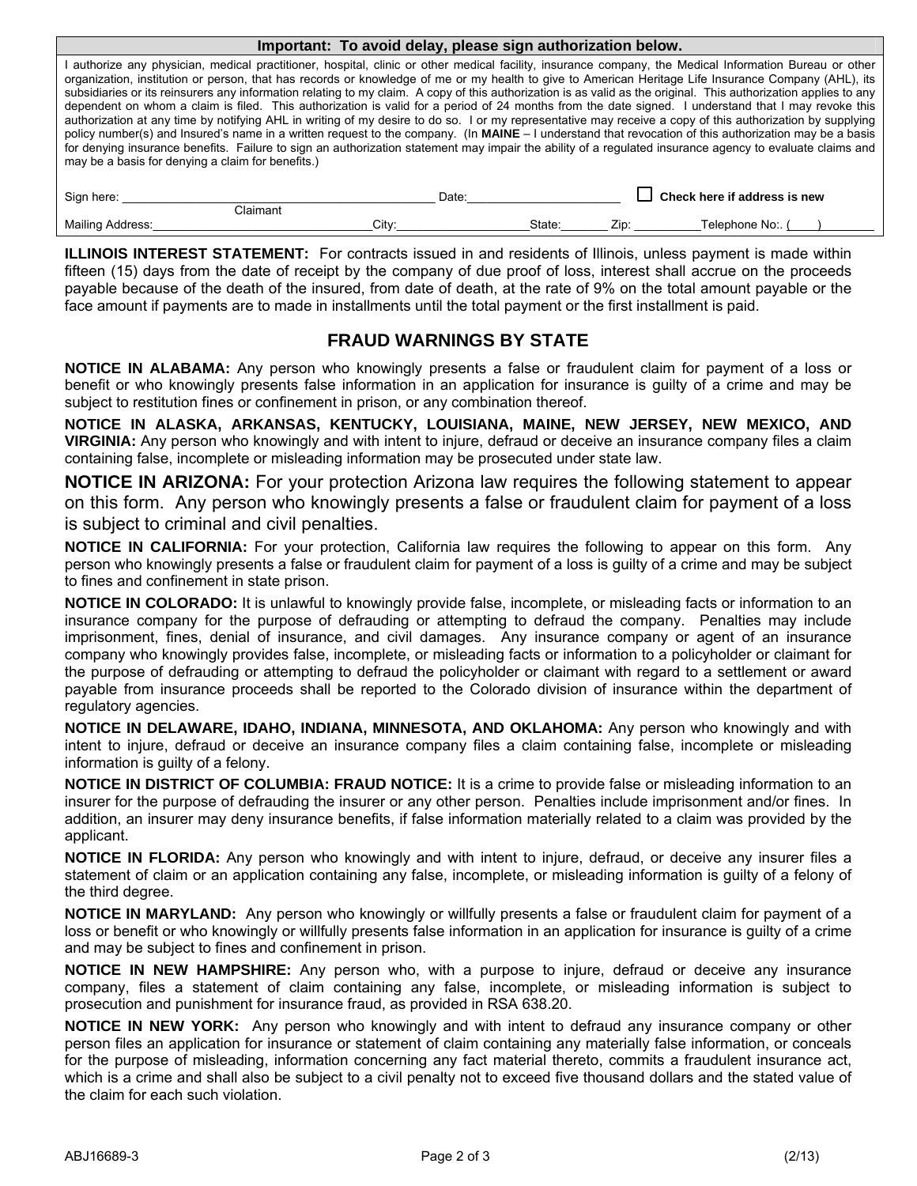**Important: To avoid delay, please sign authorization below.**

I authorize any physician, medical practitioner, hospital, clinic or other medical facility, insurance company, the Medical Information Bureau or other organization, institution or person, that has records or knowledge of me or my health to give to American Heritage Life Insurance Company (AHL), its subsidiaries or its reinsurers any information relating to my claim. A copy of this authorization is valid as the original. This authorization applies to any dependent on whom a claim is filed. This authorization is valid for a period of 24 months from the date signed. I understand that I may revoke this authorization at any time by notifying AHL in writing of my desire to do so. I or my representative may receive a copy of this authorization by supplying policy number(s) and Insured's name in a written request to the company. (In **MAINE** – I understand that revocation of this authorization may be a basis for denying insurance benefits. Failure to sign an authorization statement may impair the ability of a regulated insurance agency to evaluate claims and may be a basis for denying a claim for benefits.)

Sign here: ______________________________ Date: ____________________ ☐ **Check here if address is new**

Claimant

Mailing Address: ______________________ City: ________________ State: ______ Zip: ________ Telephone No:. (____) ________

**ILLINOIS INTEREST STATEMENT:** For contracts issued in and residents of Illinois, unless payment is made within fifteen (15) days from the date of receipt by the company of due proof of loss, interest shall accrue on the proceeds payable because of the death of the insured, from date of death, at the rate of 9% on the total amount payable or the face amount if payments are to made in installments until the total payment or the first installment is paid.

## FRAUD WARNINGS BY STATE

**NOTICE IN ALABAMA:** Any person who knowingly presents a false or fraudulent claim for payment of a loss or benefit or who knowingly presents false information in an application for insurance is guilty of a crime and may be subject to restitution fines or confinement in prison, or any combination thereof.

**NOTICE IN ALASKA, ARKANSAS, KENTUCKY, LOUISIANA, MAINE, NEW JERSEY, NEW MEXICO, AND VIRGINIA:** Any person who knowingly and with intent to injure, defraud or deceive an insurance company files a claim containing false, incomplete or misleading information may be prosecuted under state law.

**NOTICE IN ARIZONA:** For your protection Arizona law requires the following statement to appear on this form. Any person who knowingly presents a false or fraudulent claim for payment of a loss is subject to criminal and civil penalties.

**NOTICE IN CALIFORNIA:** For your protection, California law requires the following to appear on this form. Any person who knowingly presents a false or fraudulent claim for payment of a loss is guilty of a crime and may be subject to fines and confinement in state prison.

**NOTICE IN COLORADO:** It is unlawful to knowingly provide false, incomplete, or misleading facts or information to an insurance company for the purpose of defrauding or attempting to defraud the company. Penalties may include imprisonment, fines, denial of insurance, and civil damages. Any insurance company or agent of an insurance company who knowingly provides false, incomplete, or misleading facts or information to a policyholder or claimant for the purpose of defrauding or attempting to defraud the policyholder or claimant with regard to a settlement or award payable from insurance proceeds shall be reported to the Colorado division of insurance within the department of regulatory agencies.

**NOTICE IN DELAWARE, IDAHO, INDIANA, MINNESOTA, AND OKLAHOMA:** Any person who knowingly and with intent to injure, defraud or deceive an insurance company files a claim containing false, incomplete or misleading information is guilty of a felony.

**NOTICE IN DISTRICT OF COLUMBIA: FRAUD NOTICE:** It is a crime to provide false or misleading information to an insurer for the purpose of defrauding the insurer or any other person. Penalties include imprisonment and/or fines. In addition, an insurer may deny insurance benefits, if false information materially related to a claim was provided by the applicant.

**NOTICE IN FLORIDA:** Any person who knowingly and with intent to injure, defraud, or deceive any insurer files a statement of claim or an application containing any false, incomplete, or misleading information is guilty of a felony of the third degree.

**NOTICE IN MARYLAND:** Any person who knowingly or willfully presents a false or fraudulent claim for payment of a loss or benefit or who knowingly or willfully presents false information in an application for insurance is guilty of a crime and may be subject to fines and confinement in prison.

**NOTICE IN NEW HAMPSHIRE:** Any person who, with a purpose to injure, defraud or deceive any insurance company, files a statement of claim containing any false, incomplete, or misleading information is subject to prosecution and punishment for insurance fraud, as provided in RSA 638.20.

**NOTICE IN NEW YORK:** Any person who knowingly and with intent to defraud any insurance company or other person files an application for insurance or statement of claim containing any materially false information, or conceals for the purpose of misleading, information concerning any fact material thereto, commits a fraudulent insurance act, which is a crime and shall also be subject to a civil penalty not to exceed five thousand dollars and the stated value of the claim for each such violation.

ABJ16689-3 (2/13)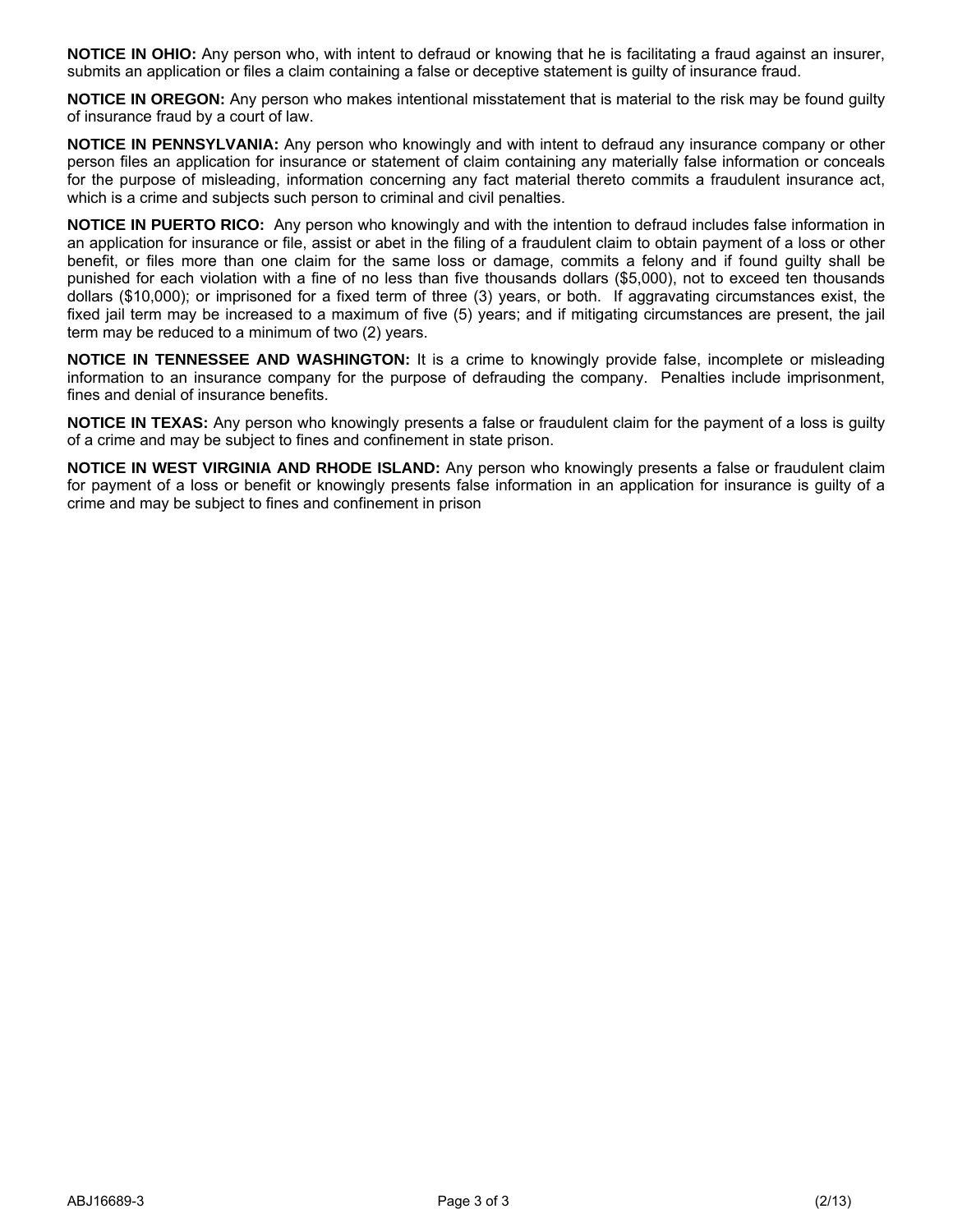**NOTICE IN OHIO:** Any person who, with intent to defraud or knowing that he is facilitating a fraud against an insurer, submits an application or files a claim containing a false or deceptive statement is guilty of insurance fraud.

**NOTICE IN OREGON:** Any person who makes intentional misstatement that is material to the risk may be found guilty of insurance fraud by a court of law.

**NOTICE IN PENNSYLVANIA:** Any person who knowingly and with intent to defraud any insurance company or other person files an application for insurance or statement of claim containing any materially false information or conceals for the purpose of misleading, information concerning any fact material thereto commits a fraudulent insurance act, which is a crime and subjects such person to criminal and civil penalties.

**NOTICE IN PUERTO RICO:** Any person who knowingly and with the intention to defraud includes false information in an application for insurance or file, assist or abet in the filing of a fraudulent claim to obtain payment of a loss or other benefit, or files more than one claim for the same loss or damage, commits a felony and if found guilty shall be punished for each violation with a fine of no less than five thousands dollars ($5,000), not to exceed ten thousands dollars ($10,000); or imprisoned for a fixed term of three (3) years, or both. If aggravating circumstances exist, the fixed jail term may be increased to a maximum of five (5) years; and if mitigating circumstances are present, the jail term may be reduced to a minimum of two (2) years.

**NOTICE IN TENNESSEE AND WASHINGTON:** It is a crime to knowingly provide false, incomplete or misleading information to an insurance company for the purpose of defrauding the company. Penalties include imprisonment, fines and denial of insurance benefits.

**NOTICE IN TEXAS:** Any person who knowingly presents a false or fraudulent claim for the payment of a loss is guilty of a crime and may be subject to fines and confinement in state prison.

**NOTICE IN WEST VIRGINIA AND RHODE ISLAND:** Any person who knowingly presents a false or fraudulent claim for payment of a loss or benefit or knowingly presents false information in an application for insurance is guilty of a crime and may be subject to fines and confinement in prison

ABJ16689-3 (2/13)